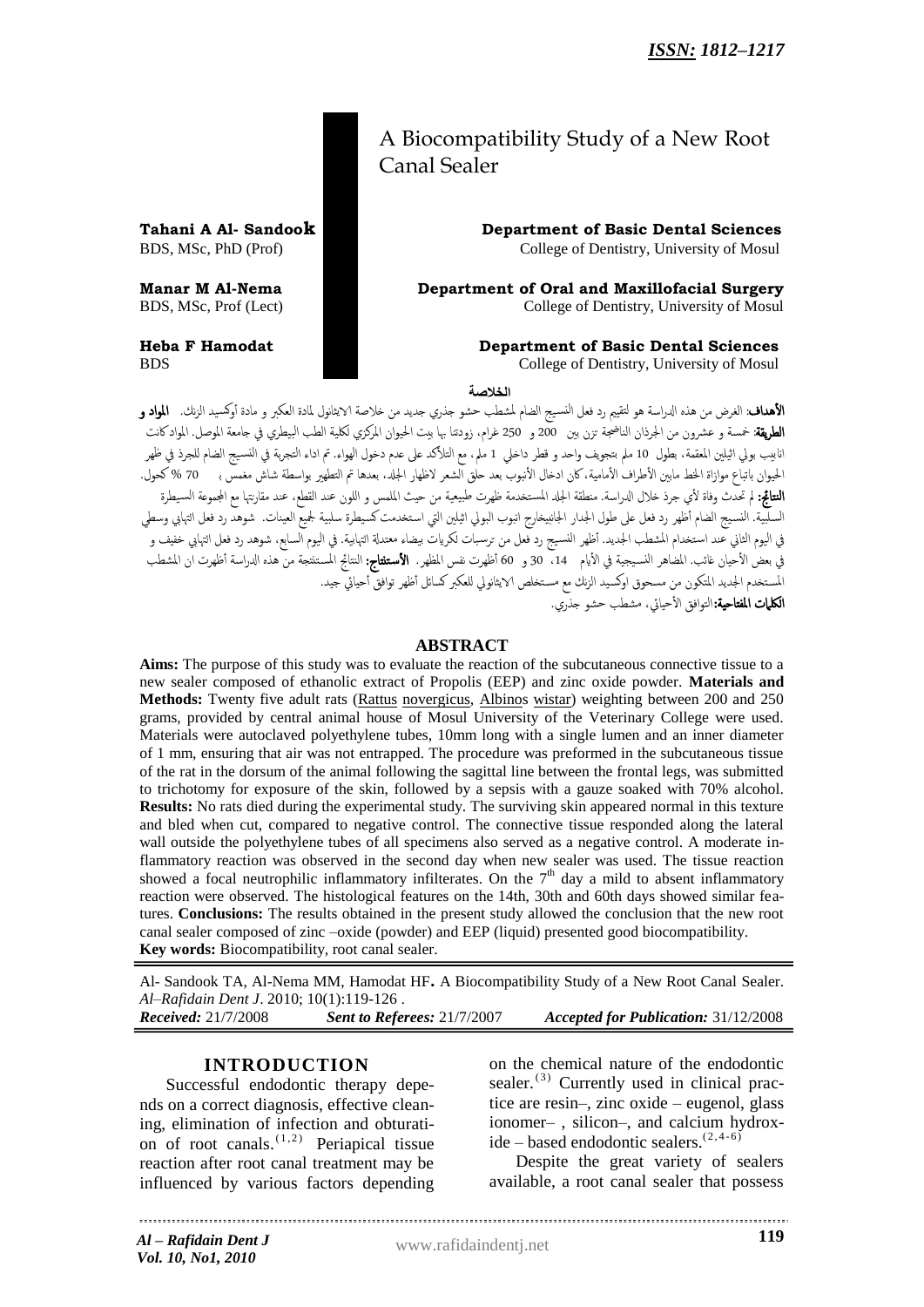ISSN: 1812–1217

# A Biocompatibility Study of a New Root Canal Sealer

**Tahani A Al- Sandook**
BDS, MSc, PhD (Prof)
**Department of Basic Dental Sciences**
College of Dentistry, University of Mosul

**Manar M Al-Nema**
BDS, MSc, Prof (Lect)
**Department of Oral and Maxillofacial Surgery**
College of Dentistry, University of Mosul

**Heba F Hamodat**
BDS
**Department of Basic Dental Sciences**
College of Dentistry, University of Mosul

## الخلاصة

**الأهداف**: الغرض من هذه الدراسة هو لتقييم رد فعل النسيج الضام لمشطب حشو جذري جديد من خلاصة الايثانول لمادة العكبر و مادة أوكسيد الزنك. **المواد و الطريقة**: خمسة و عشرون من الجرذان الناضجة تزن بين 200 و 250 غرام، زودتنا بها بيت الحيوان المركزي لكلية الطب البيطري في جامعة الموصل. المواد كانت انابيب بولي اثيلين المعقمة، بطول 10 ملم بتجويف واحد و قطر داخلي 1 ملم، مع التأكد على عدم دخول الهواء. تم اداء التجربة في النسيج الضام للجرذ في ظهر الحيوان باتباع موازاة الخط مابين الأطراف الأمامية، كان ادخال الأنبوب بعد حلق الشعر لاظهار الجلد، بعدها تم التطهير بواسطة شاش مغمس بـ 70 % كحول. **النتائج**: لم تحدث وفاة لأي جرذ خلال الدراسة. منطقة الجلد المستخدمة ظهرت طبيعية من حيث الملمس و اللون عند القطع، عند مقارنتها مع المجموعة السيطرة السلبية. النسيج الضام أظهر رد فعل على طول الجدار الجانبيخارج انبوب البولي اثيلين التي استخدمت كسيطرة سلبية لجميع العينات. شوهد رد فعل التهابي وسطي في اليوم الثاني عند استخدام المشطب الجديد. أظهر النسيج رد فعل من ترسبات لكريات بيضاء معتدلة التهابية. في اليوم السابع، شوهد رد فعل التهابي خفيف و في بعض الأحيان غائب. المظاهر النسيجية في الأيام 14، 30 و 60 أظهرت نفس المظهر. **الأستنتاج**: النتائج المستنتجة من هذه الدراسة أظهرت ان المشطب المستخدم الجديد المتكون من مسحوق اوكسيد الزنك مع مستخلص الايثانولي للعكبر كسائل أظهر توافق أحيائي جيد.

**الكلمات المفتاحية**:التوافق الأحيائي، مشطب حشو جذري.

## ABSTRACT

**Aims:** The purpose of this study was to evaluate the reaction of the subcutaneous connective tissue to a new sealer composed of ethanolic extract of Propolis (EEP) and zinc oxide powder. **Materials and Methods:** Twenty five adult rats (Rattus novergicus, Albinos wistar) weighting between 200 and 250 grams, provided by central animal house of Mosul University of the Veterinary College were used. Materials were autoclaved polyethylene tubes, 10mm long with a single lumen and an inner diameter of 1 mm, ensuring that air was not entrapped. The procedure was preformed in the subcutaneous tissue of the rat in the dorsum of the animal following the sagittal line between the frontal legs, was submitted to trichotomy for exposure of the skin, followed by a sepsis with a gauze soaked with 70% alcohol. **Results:** No rats died during the experimental study. The surviving skin appeared normal in this texture and bled when cut, compared to negative control. The connective tissue responded along the lateral wall outside the polyethylene tubes of all specimens also served as a negative control. A moderate inflammatory reaction was observed in the second day when new sealer was used. The tissue reaction showed a focal neutrophilic inflammatory infilterates. On the 7th day a mild to absent inflammatory reaction were observed. The histological features on the 14th, 30th and 60th days showed similar features. **Conclusions:** The results obtained in the present study allowed the conclusion that the new root canal sealer composed of zinc –oxide (powder) and EEP (liquid) presented good biocompatibility.

**Key words:** Biocompatibility, root canal sealer.

Al- Sandook TA, Al-Nema MM, Hamodat HF**.** A Biocompatibility Study of a New Root Canal Sealer. *Al–Rafidain Dent J*. 2010; 10(1):119-126 .

*Received:* 21/7/2008 *Sent to Referees:* 21/7/2007 *Accepted for Publication:* 31/12/2008

## INTRODUCTION

Successful endodontic therapy depends on a correct diagnosis, effective cleaning, elimination of infection and obturation of root canals.[1,2] Periapical tissue reaction after root canal treatment may be influenced by various factors depending on the chemical nature of the endodontic sealer.[3] Currently used in clinical practice are resin–, zinc oxide – eugenol, glass ionomer– , silicon–, and calcium hydroxide – based endodontic sealers.[2,4-6]

Despite the great variety of sealers available, a root canal sealer that possess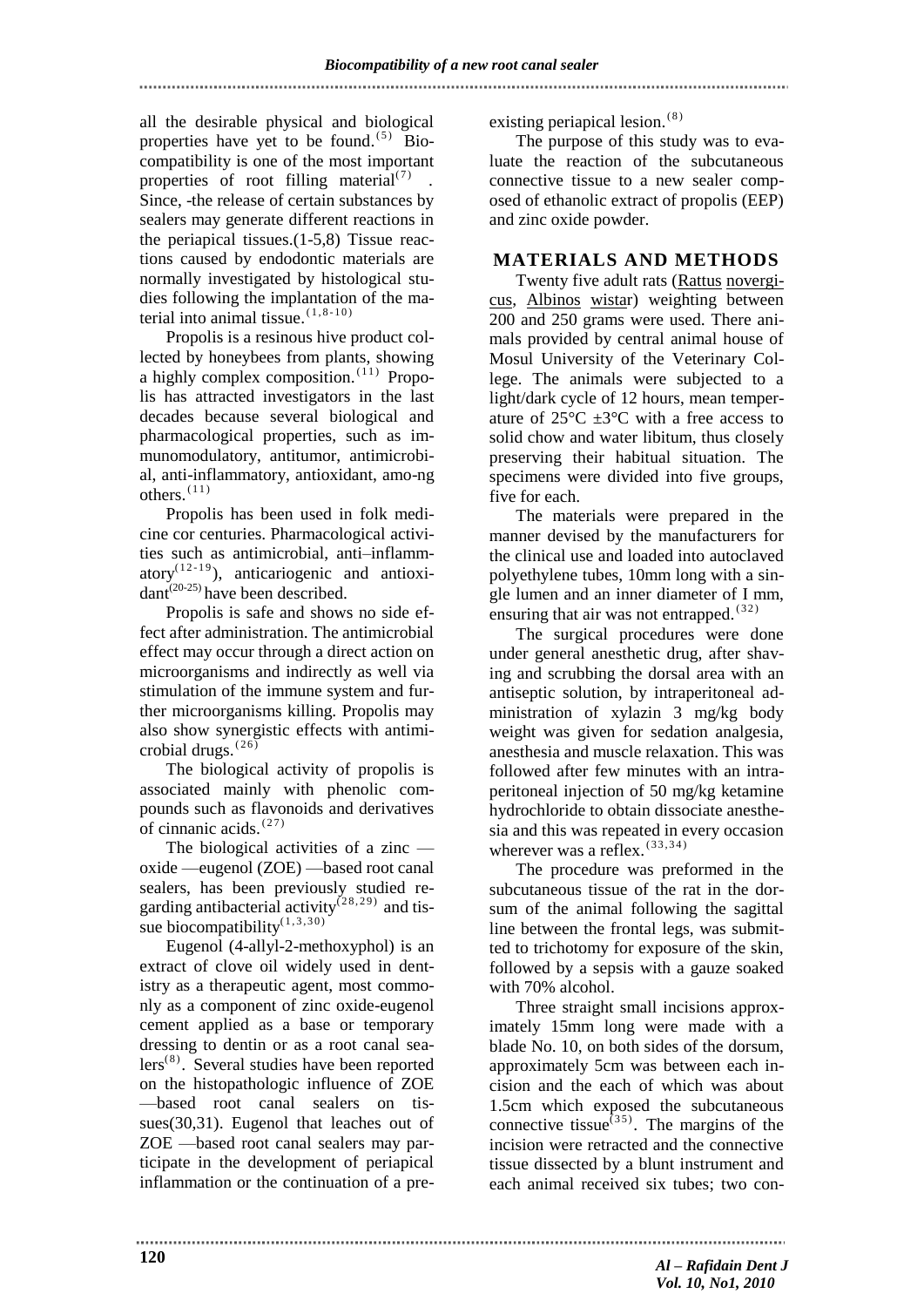all the desirable physical and biological properties have yet to be found.[5] Biocompatibility is one of the most important properties of root filling material[7] . Since, -the release of certain substances by sealers may generate different reactions in the periapical tissues.(1-5,8) Tissue reactions caused by endodontic materials are normally investigated by histological studies following the implantation of the material into animal tissue.[1,8-10]

Propolis is a resinous hive product collected by honeybees from plants, showing a highly complex composition.[11] Propolis has attracted investigators in the last decades because several biological and pharmacological properties, such as immunomodulatory, antitumor, antimicrobial, anti-inflammatory, antioxidant, amo-ng others.[11]

Propolis has been used in folk medicine cor centuries. Pharmacological activities such as antimicrobial, anti–inflammatory[12-19]), anticariogenic and antioxidant[20-25] have been described.

Propolis is safe and shows no side effect after administration. The antimicrobial effect may occur through a direct action on microorganisms and indirectly as well via stimulation of the immune system and further microorganisms killing. Propolis may also show synergistic effects with antimicrobial drugs.[26]

The biological activity of propolis is associated mainly with phenolic compounds such as flavonoids and derivatives of cinnanic acids.[27]

The biological activities of a zinc —oxide —eugenol (ZOE) —based root canal sealers, has been previously studied regarding antibacterial activity[28,29] and tissue biocompatibility[1,3,30]

Eugenol (4-allyl-2-methoxyphol) is an extract of clove oil widely used in dentistry as a therapeutic agent, most commonly as a component of zinc oxide-eugenol cement applied as a base or temporary dressing to dentin or as a root canal sealers[8]. Several studies have been reported on the histopathologic influence of ZOE —based root canal sealers on tissues(30,31). Eugenol that leaches out of ZOE —based root canal sealers may participate in the development of periapical inflammation or the continuation of a pre-existing periapical lesion.[8]

The purpose of this study was to evaluate the reaction of the subcutaneous connective tissue to a new sealer composed of ethanolic extract of propolis (EEP) and zinc oxide powder.

## MATERIALS AND METHODS

Twenty five adult rats (Rattus novergicus, Albinos wistar) weighting between 200 and 250 grams were used. There animals provided by central animal house of Mosul University of the Veterinary College. The animals were subjected to a light/dark cycle of 12 hours, mean temperature of 25°C ±3°C with a free access to solid chow and water libitum, thus closely preserving their habitual situation. The specimens were divided into five groups, five for each.

The materials were prepared in the manner devised by the manufacturers for the clinical use and loaded into autoclaved polyethylene tubes, 10mm long with a single lumen and an inner diameter of I mm, ensuring that air was not entrapped.[32]

The surgical procedures were done under general anesthetic drug, after shaving and scrubbing the dorsal area with an antiseptic solution, by intraperitoneal administration of xylazin 3 mg/kg body weight was given for sedation analgesia, anesthesia and muscle relaxation. This was followed after few minutes with an intraperitoneal injection of 50 mg/kg ketamine hydrochloride to obtain dissociate anesthesia and this was repeated in every occasion wherever was a reflex.[33,34]

The procedure was preformed in the subcutaneous tissue of the rat in the dorsum of the animal following the sagittal line between the frontal legs, was submitted to trichotomy for exposure of the skin, followed by a sepsis with a gauze soaked with 70% alcohol.

Three straight small incisions approximately 15mm long were made with a blade No. 10, on both sides of the dorsum, approximately 5cm was between each incision and the each of which was about 1.5cm which exposed the subcutaneous connective tissue[35]. The margins of the incision were retracted and the connective tissue dissected by a blunt instrument and each animal received six tubes; two con-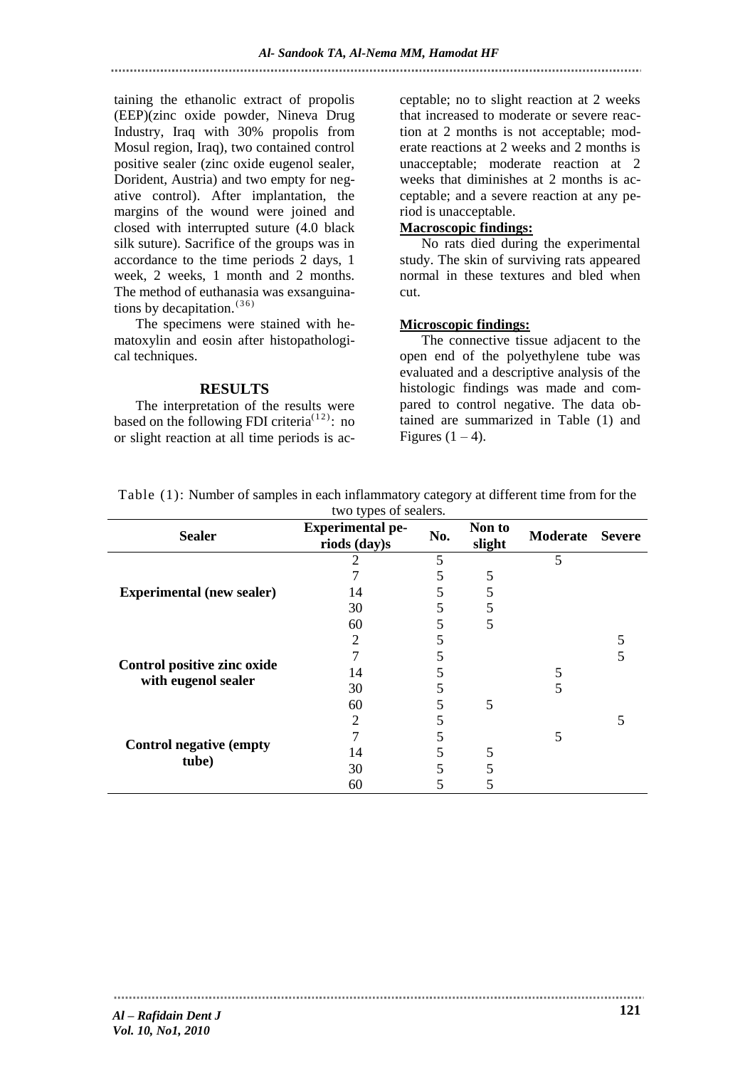taining the ethanolic extract of propolis (EEP)(zinc oxide powder, Nineva Drug Industry, Iraq with 30% propolis from Mosul region, Iraq), two contained control positive sealer (zinc oxide eugenol sealer, Dorident, Austria) and two empty for negative control). After implantation, the margins of the wound were joined and closed with interrupted suture (4.0 black silk suture). Sacrifice of the groups was in accordance to the time periods 2 days, 1 week, 2 weeks, 1 month and 2 months. The method of euthanasia was exsanguinations by decapitation.[36]

The specimens were stained with hematoxylin and eosin after histopathological techniques.

## RESULTS

The interpretation of the results were based on the following FDI criteria[12]: no or slight reaction at all time periods is acceptable; no to slight reaction at 2 weeks that increased to moderate or severe reaction at 2 months is not acceptable; moderate reactions at 2 weeks and 2 months is unacceptable; moderate reaction at 2 weeks that diminishes at 2 months is acceptable; and a severe reaction at any period is unacceptable.

**Macroscopic findings:**

No rats died during the experimental study. The skin of surviving rats appeared normal in these textures and bled when cut.

**Microscopic findings:**

The connective tissue adjacent to the open end of the polyethylene tube was evaluated and a descriptive analysis of the histologic findings was made and compared to control negative. The data obtained are summarized in Table (1) and Figures (1 – 4).

Table (1): Number of samples in each inflammatory category at different time from for the two types of sealers.

| Sealer | Experimental periods (day)s | No. | Non to slight | Moderate | Severe |
|---|---|---|---|---|---|
| Experimental (new sealer) | 2 | 5 | | 5 | |
| | 7 | 5 | 5 | | |
| | 14 | 5 | 5 | | |
| | 30 | 5 | 5 | | |
| | 60 | 5 | 5 | | |
| Control positive zinc oxide with eugenol sealer | 2 | 5 | | | 5 |
| | 7 | 5 | | | 5 |
| | 14 | 5 | | 5 | |
| | 30 | 5 | | 5 | |
| | 60 | 5 | 5 | | |
| Control negative (empty tube) | 2 | 5 | | | 5 |
| | 7 | 5 | | 5 | |
| | 14 | 5 | 5 | | |
| | 30 | 5 | 5 | | |
| | 60 | 5 | 5 | | |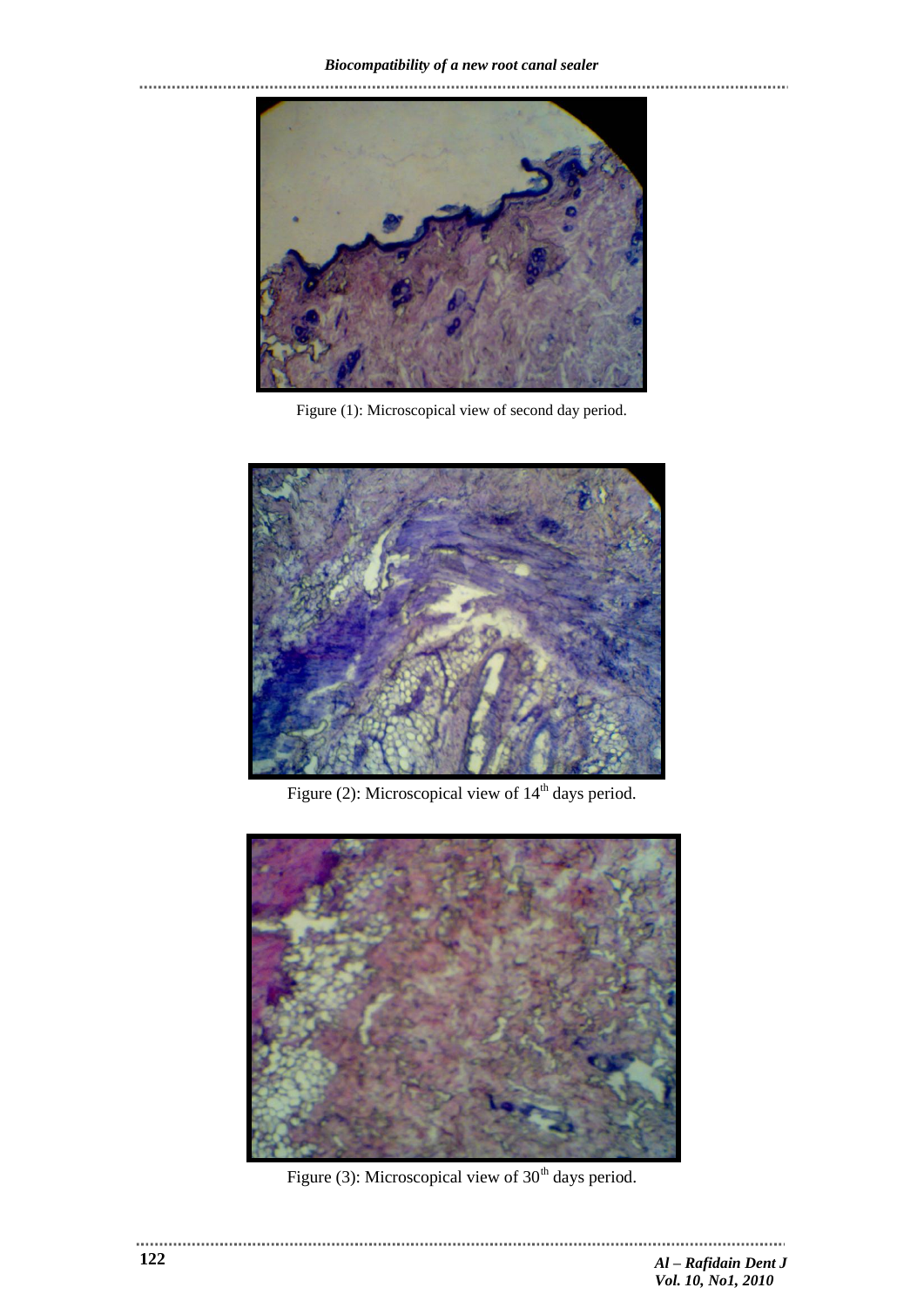Figure (1): Microscopical view of second day period.

Figure (2): Microscopical view of $14^{th}$ days period.

Figure (3): Microscopical view of $30^{th}$ days period.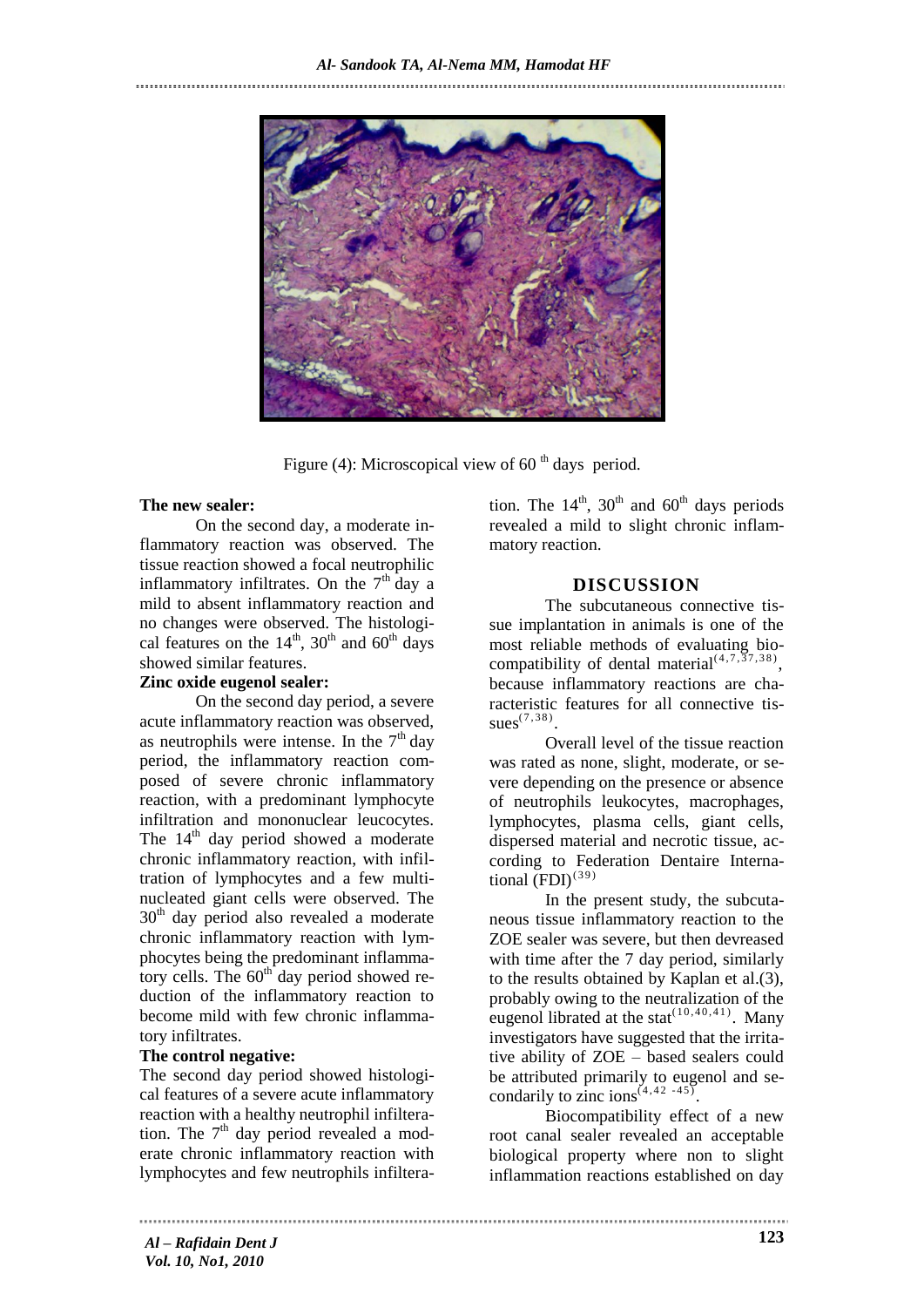Figure (4): Microscopical view of 60 th days period.

**The new sealer:**

On the second day, a moderate inflammatory reaction was observed. The tissue reaction showed a focal neutrophilic inflammatory infiltrates. On the 7th day a mild to absent inflammatory reaction and no changes were observed. The histological features on the 14th, 30th and 60th days showed similar features.

**Zinc oxide eugenol sealer:**

On the second day period, a severe acute inflammatory reaction was observed, as neutrophils were intense. In the 7th day period, the inflammatory reaction composed of severe chronic inflammatory reaction, with a predominant lymphocyte infiltration and mononuclear leucocytes. The 14th day period showed a moderate chronic inflammatory reaction, with infiltration of lymphocytes and a few multinucleated giant cells were observed. The 30th day period also revealed a moderate chronic inflammatory reaction with lymphocytes being the predominant inflammatory cells. The 60th day period showed reduction of the inflammatory reaction to become mild with few chronic inflammatory infiltrates.

**The control negative:**

The second day period showed histological features of a severe acute inflammatory reaction with a healthy neutrophil infilteration. The 7th day period revealed a moderate chronic inflammatory reaction with lymphocytes and few neutrophils infilteration. The 14th, 30th and 60th days periods revealed a mild to slight chronic inflammatory reaction.

## DISCUSSION

The subcutaneous connective tissue implantation in animals is one of the most reliable methods of evaluating biocompatibility of dental material[4,7,37,38], because inflammatory reactions are characteristic features for all connective tissues[7,38].

Overall level of the tissue reaction was rated as none, slight, moderate, or severe depending on the presence or absence of neutrophils leukocytes, macrophages, lymphocytes, plasma cells, giant cells, dispersed material and necrotic tissue, according to Federation Dentaire International (FDI)[39]

In the present study, the subcutaneous tissue inflammatory reaction to the ZOE sealer was severe, but then devreased with time after the 7 day period, similarly to the results obtained by Kaplan et al.(3), probably owing to the neutralization of the eugenol librated at the stat[10,40,41]. Many investigators have suggested that the irritative ability of ZOE – based sealers could be attributed primarily to eugenol and secondarily to zinc ions[4,42 -45].

Biocompatibility effect of a new root canal sealer revealed an acceptable biological property where non to slight inflammation reactions established on day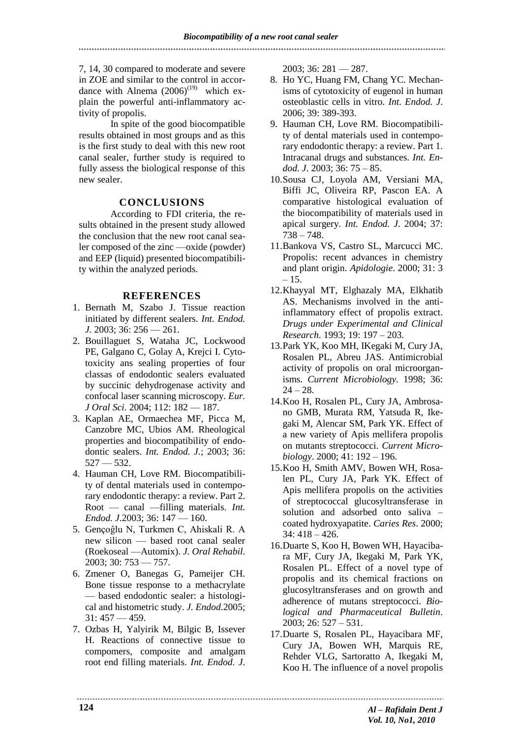7, 14, 30 compared to moderate and severe in ZOE and similar to the control in accordance with Alnema (2006)[19] which explain the powerful anti-inflammatory activity of propolis.

In spite of the good biocompatible results obtained in most groups and as this is the first study to deal with this new root canal sealer, further study is required to fully assess the biological response of this new sealer.

## CONCLUSIONS

According to FDI criteria, the results obtained in the present study allowed the conclusion that the new root canal sealer composed of the zinc —oxide (powder) and EEP (liquid) presented biocompatibility within the analyzed periods.

## REFERENCES

1. Bernath M, Szabo J. Tissue reaction initiated by different sealers. *Int. Endod. J.* 2003; 36: 256 — 261.
2. Bouillaguet S, Wataha JC, Lockwood PE, Galgano C, Golay A, Krejci I. Cytotoxicity ans sealing properties of four classas of endodontic sealers evaluated by succinic dehydrogenase activity and confocal laser scanning microscopy. *Eur. J Oral Sci*. 2004; 112: 182 — 187.
3. Kaplan AE, Ormaechea MF, Picca M, Canzobre MC, Ubios AM. Rheological properties and biocompatibility of endodontic sealers. *Int. Endod. J.*; 2003; 36: 527 — 532.
4. Hauman CH, Love RM. Biocompatibility of dental materials used in contemporary endodontic therapy: a review. Part 2. Root — canal —filling materials. *Int. Endod. J*.2003; 36: 147 — 160.
5. Gençoĝlu N, Turkmen C, Ahiskali R. A new silicon — based root canal sealer (Roekoseal —Automix). *J. Oral Rehabil*. 2003; 30: 753 — 757.
6. Zmener O, Banegas G, Pameijer CH. Bone tissue response to a methacrylate — based endodontic sealer: a histological and histometric study. *J. Endod*.2005; 31: 457 — 459.
7. Ozbas H, Yalyirik M, Bilgic B, Issever H. Reactions of connective tissue to compomers, composite and amalgam root end filling materials. *Int. Endod. J*. 2003; 36: 281 — 287.
8. Ho YC, Huang FM, Chang YC. Mechanisms of cytotoxicity of eugenol in human osteoblastic cells in vitro. *Int. Endod. J*. 2006; 39: 389-393.
9. Hauman CH, Love RM. Biocompatibility of dental materials used in contemporary endodontic therapy: a review. Part 1. Intracanal drugs and substances. *Int. Endod. J*. 2003; 36: 75 – 85.
10. Sousa CJ, Loyola AM, Versiani MA, Biffi JC, Oliveira RP, Pascon EA. A comparative histological evaluation of the biocompatibility of materials used in apical surgery. *Int. Endod. J*. 2004; 37: 738 – 748.
11. Bankova VS, Castro SL, Marcucci MC. Propolis: recent advances in chemistry and plant origin. *Apidologie*. 2000; 31: 3 – 15.
12. Khayyal MT, Elghazaly MA, Elkhatib AS. Mechanisms involved in the anti-inflammatory effect of propolis extract. *Drugs under Experimental and Clinical Research*. 1993; 19: 197 – 203.
13. Park YK, Koo MH, IKegaki M, Cury JA, Rosalen PL, Abreu JAS. Antimicrobial activity of propolis on oral microorganisms. *Current Microbiology*. 1998; 36: 24 – 28.
14. Koo H, Rosalen PL, Cury JA, Ambrosano GMB, Murata RM, Yatsuda R, Ikegaki M, Alencar SM, Park YK. Effect of a new variety of Apis mellifera propolis on mutants streptococci. *Current Microbiology*. 2000; 41: 192 – 196.
15. Koo H, Smith AMV, Bowen WH, Rosalen PL, Cury JA, Park YK. Effect of Apis mellifera propolis on the activities of streptococcal glucosyltransferase in solution and adsorbed onto saliva – coated hydroxyapatite. *Caries Res*. 2000; 34: 418 – 426.
16. Duarte S, Koo H, Bowen WH, Hayacibara MF, Cury JA, Ikegaki M, Park YK, Rosalen PL. Effect of a novel type of propolis and its chemical fractions on glucosyltransferases and on growth and adherence of mutans streptococci. *Biological and Pharmaceutical Bulletin*. 2003; 26: 527 – 531.
17. Duarte S, Rosalen PL, Hayacibara MF, Cury JA, Bowen WH, Marquis RE, Rehder VLG, Sartoratto A, Ikegaki M, Koo H. The influence of a novel propolis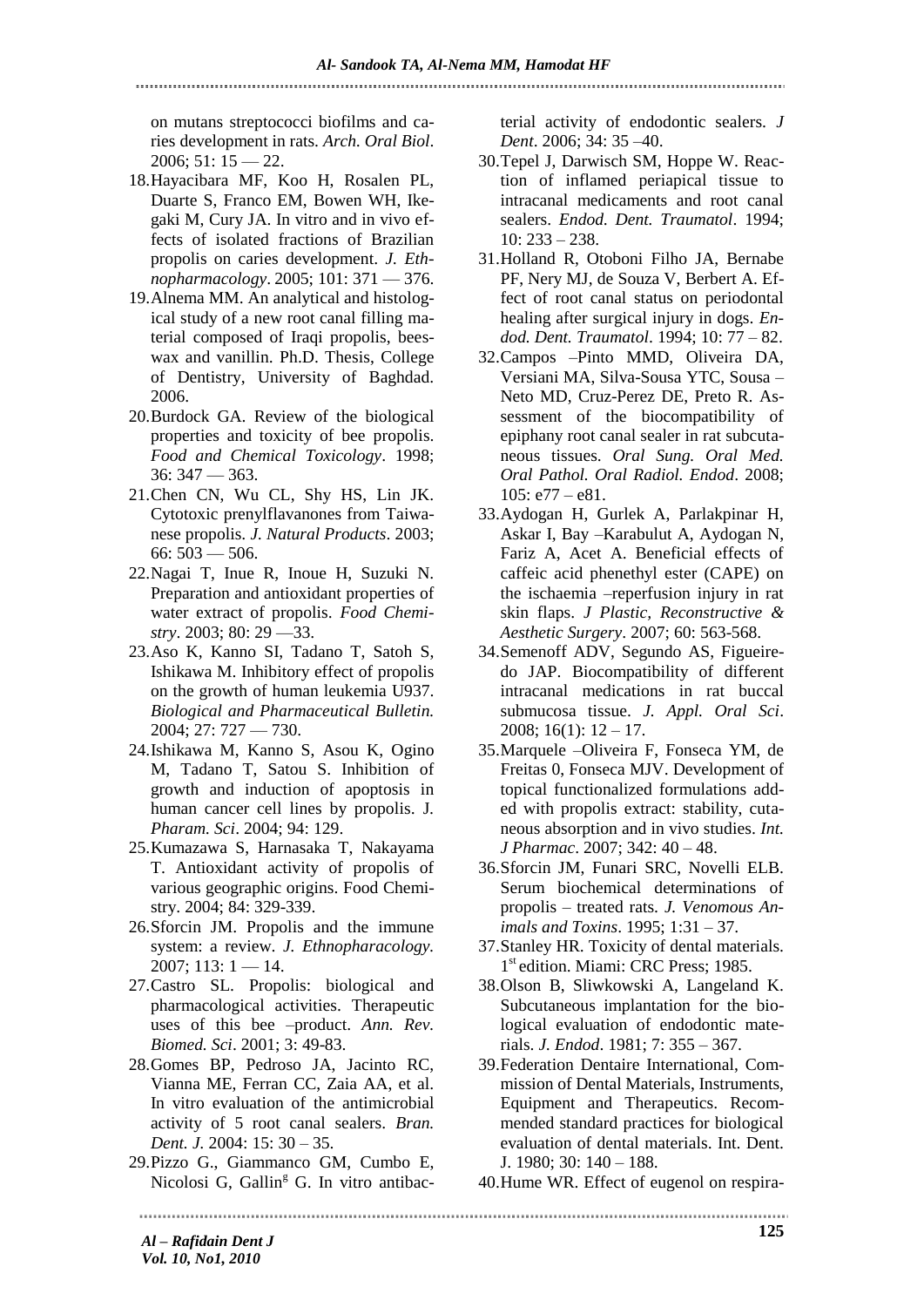on mutans streptococci biofilms and caries development in rats. *Arch. Oral Biol*. 2006; 51: 15 — 22.

18. Hayacibara MF, Koo H, Rosalen PL, Duarte S, Franco EM, Bowen WH, Ikegaki M, Cury JA. In vitro and in vivo effects of isolated fractions of Brazilian propolis on caries development. *J. Ethnopharmacology*. 2005; 101: 371 — 376.
19. Alnema MM. An analytical and histological study of a new root canal filling material composed of Iraqi propolis, beeswax and vanillin. Ph.D. Thesis, College of Dentistry, University of Baghdad. 2006.
20. Burdock GA. Review of the biological properties and toxicity of bee propolis. *Food and Chemical Toxicology*. 1998; 36: 347 — 363.
21. Chen CN, Wu CL, Shy HS, Lin JK. Cytotoxic prenylflavanones from Taiwanese propolis. *J. Natural Products*. 2003; 66: 503 — 506.
22. Nagai T, Inue R, Inoue H, Suzuki N. Preparation and antioxidant properties of water extract of propolis. *Food Chemistry*. 2003; 80: 29 —33.
23. Aso K, Kanno SI, Tadano T, Satoh S, Ishikawa M. Inhibitory effect of propolis on the growth of human leukemia U937. *Biological and Pharmaceutical Bulletin.* 2004; 27: 727 — 730.
24. Ishikawa M, Kanno S, Asou K, Ogino M, Tadano T, Satou S. Inhibition of growth and induction of apoptosis in human cancer cell lines by propolis. J. *Pharam. Sci*. 2004; 94: 129.
25. Kumazawa S, Harnasaka T, Nakayama T. Antioxidant activity of propolis of various geographic origins. Food Chemistry. 2004; 84: 329-339.
26. Sforcin JM. Propolis and the immune system: a review. *J. Ethnopharacology.* 2007; 113: 1 — 14.
27. Castro SL. Propolis: biological and pharmacological activities. Therapeutic uses of this bee –product. *Ann. Rev. Biomed. Sci*. 2001; 3: 49-83.
28. Gomes BP, Pedroso JA, Jacinto RC, Vianna ME, Ferran CC, Zaia AA, et al. In vitro evaluation of the antimicrobial activity of 5 root canal sealers. *Bran. Dent. J*. 2004: 15: 30 – 35.
29. Pizzo G., Giammanco GM, Cumbo E, Nicolosi G, Gallin[g] G. In vitro antibacterial activity of endodontic sealers. *J Dent*. 2006; 34: 35 –40.
30. Tepel J, Darwisch SM, Hoppe W. Reaction of inflamed periapical tissue to intracanal medicaments and root canal sealers. *Endod. Dent. Traumatol*. 1994; 10: 233 – 238.
31. Holland R, Otoboni Filho JA, Bernabe PF, Nery MJ, de Souza V, Berbert A. Effect of root canal status on periodontal healing after surgical injury in dogs. *Endod. Dent. Traumatol*. 1994; 10: 77 – 82.
32. Campos –Pinto MMD, Oliveira DA, Versiani MA, Silva-Sousa YTC, Sousa –Neto MD, Cruz-Perez DE, Preto R. Assessment of the biocompatibility of epiphany root canal sealer in rat subcutaneous tissues. *Oral Sung. Oral Med. Oral Pathol. Oral Radiol. Endod*. 2008; 105: e77 – e81.
33. Aydogan H, Gurlek A, Parlakpinar H, Askar I, Bay –Karabulut A, Aydogan N, Fariz A, Acet A. Beneficial effects of caffeic acid phenethyl ester (CAPE) on the ischaemia –reperfusion injury in rat skin flaps. *J Plastic, Reconstructive & Aesthetic Surgery*. 2007; 60: 563-568.
34. Semenoff ADV, Segundo AS, Figueiredo JAP. Biocompatibility of different intracanal medications in rat buccal submucosa tissue. *J. Appl. Oral Sci*. 2008; 16(1): 12 – 17.
35. Marquele –Oliveira F, Fonseca YM, de Freitas 0, Fonseca MJV. Development of topical functionalized formulations added with propolis extract: stability, cutaneous absorption and in vivo studies. *Int. J Pharmac*. 2007; 342: 40 – 48.
36. Sforcin JM, Funari SRC, Novelli ELB. Serum biochemical determinations of propolis – treated rats. *J. Venomous Animals and Toxins*. 1995; 1:31 – 37.
37. Stanley HR. Toxicity of dental materials. 1[st] edition. Miami: CRC Press; 1985.
38. Olson B, Sliwkowski A, Langeland K. Subcutaneous implantation for the biological evaluation of endodontic materials. *J. Endod*. 1981; 7: 355 – 367.
39. Federation Dentaire International, Commission of Dental Materials, Instruments, Equipment and Therapeutics. Recommended standard practices for biological evaluation of dental materials. Int. Dent. J. 1980; 30: 140 – 188.
40. Hume WR. Effect of eugenol on respira-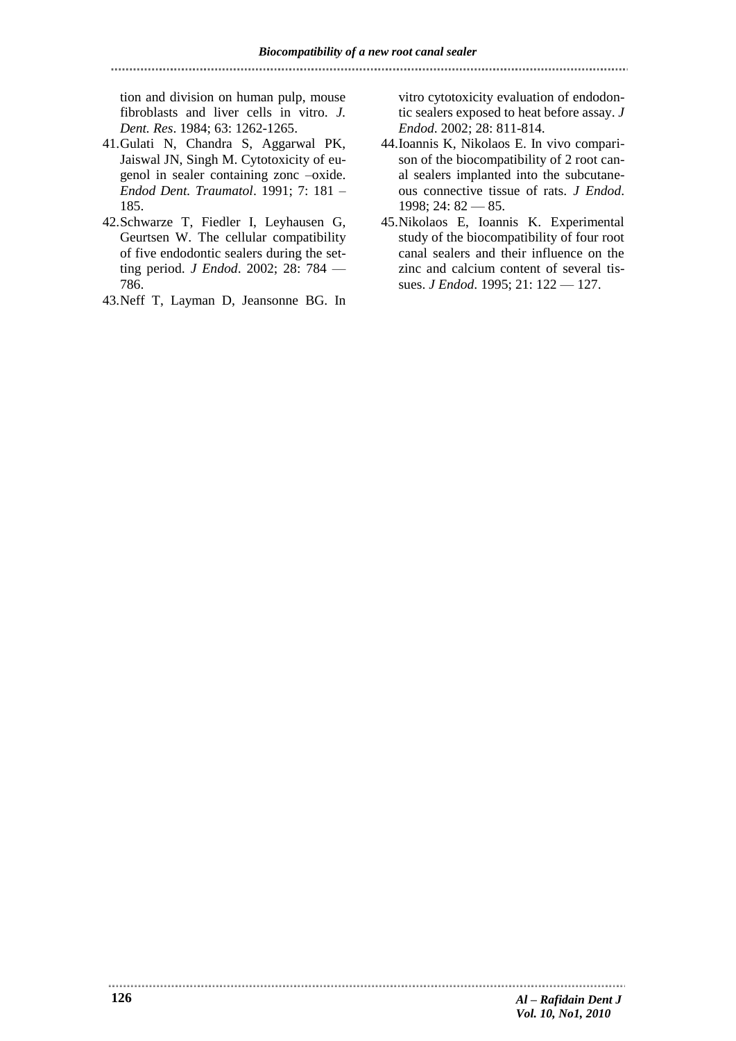tion and division on human pulp, mouse fibroblasts and liver cells in vitro. *J. Dent. Res*. 1984; 63: 1262-1265.

41. Gulati N, Chandra S, Aggarwal PK, Jaiswal JN, Singh M. Cytotoxicity of eugenol in sealer containing zonc –oxide. *Endod Dent. Traumatol*. 1991; 7: 181 – 185.
42. Schwarze T, Fiedler I, Leyhausen G, Geurtsen W. The cellular compatibility of five endodontic sealers during the setting period. *J Endod*. 2002; 28: 784 — 786.
43. Neff T, Layman D, Jeansonne BG. In vitro cytotoxicity evaluation of endodontic sealers exposed to heat before assay. *J Endod*. 2002; 28: 811-814.
44. Ioannis K, Nikolaos E. In vivo comparison of the biocompatibility of 2 root canal sealers implanted into the subcutaneous connective tissue of rats. *J Endod*. 1998; 24: 82 — 85.
45. Nikolaos E, Ioannis K. Experimental study of the biocompatibility of four root canal sealers and their influence on the zinc and calcium content of several tissues. *J Endod*. 1995; 21: 122 — 127.